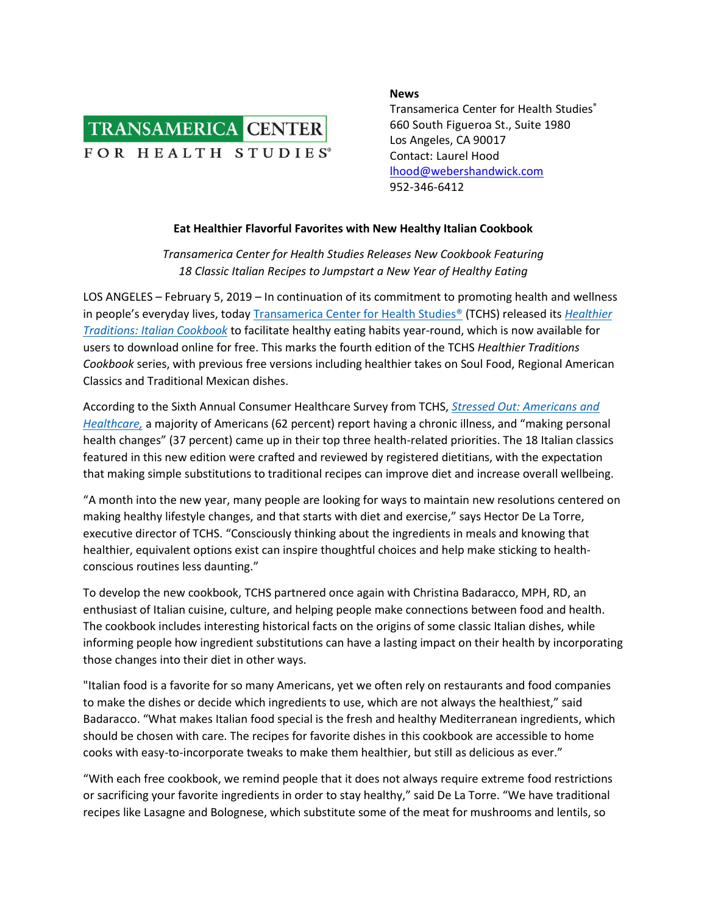TRANSAMERICA CENTER FOR HEALTH STUDIES®

**News**
Transamerica Center for Health Studies®
660 South Figueroa St., Suite 1980
Los Angeles, CA 90017
Contact: Laurel Hood
lhood@webershandwick.com
952-346-6412

**Eat Healthier Flavorful Favorites with New Healthy Italian Cookbook**

*Transamerica Center for Health Studies Releases New Cookbook Featuring 18 Classic Italian Recipes to Jumpstart a New Year of Healthy Eating*

LOS ANGELES – February 5, 2019 – In continuation of its commitment to promoting health and wellness in people's everyday lives, today Transamerica Center for Health Studies® (TCHS) released its *Healthier Traditions: Italian Cookbook* to facilitate healthy eating habits year-round, which is now available for users to download online for free. This marks the fourth edition of the TCHS *Healthier Traditions Cookbook* series, with previous free versions including healthier takes on Soul Food, Regional American Classics and Traditional Mexican dishes.

According to the Sixth Annual Consumer Healthcare Survey from TCHS, *Stressed Out: Americans and Healthcare,* a majority of Americans (62 percent) report having a chronic illness, and "making personal health changes" (37 percent) came up in their top three health-related priorities. The 18 Italian classics featured in this new edition were crafted and reviewed by registered dietitians, with the expectation that making simple substitutions to traditional recipes can improve diet and increase overall wellbeing.

"A month into the new year, many people are looking for ways to maintain new resolutions centered on making healthy lifestyle changes, and that starts with diet and exercise," says Hector De La Torre, executive director of TCHS. "Consciously thinking about the ingredients in meals and knowing that healthier, equivalent options exist can inspire thoughtful choices and help make sticking to health-conscious routines less daunting."

To develop the new cookbook, TCHS partnered once again with Christina Badaracco, MPH, RD, an enthusiast of Italian cuisine, culture, and helping people make connections between food and health. The cookbook includes interesting historical facts on the origins of some classic Italian dishes, while informing people how ingredient substitutions can have a lasting impact on their health by incorporating those changes into their diet in other ways.

"Italian food is a favorite for so many Americans, yet we often rely on restaurants and food companies to make the dishes or decide which ingredients to use, which are not always the healthiest," said Badaracco. "What makes Italian food special is the fresh and healthy Mediterranean ingredients, which should be chosen with care. The recipes for favorite dishes in this cookbook are accessible to home cooks with easy-to-incorporate tweaks to make them healthier, but still as delicious as ever."

"With each free cookbook, we remind people that it does not always require extreme food restrictions or sacrificing your favorite ingredients in order to stay healthy," said De La Torre. "We have traditional recipes like Lasagne and Bolognese, which substitute some of the meat for mushrooms and lentils, so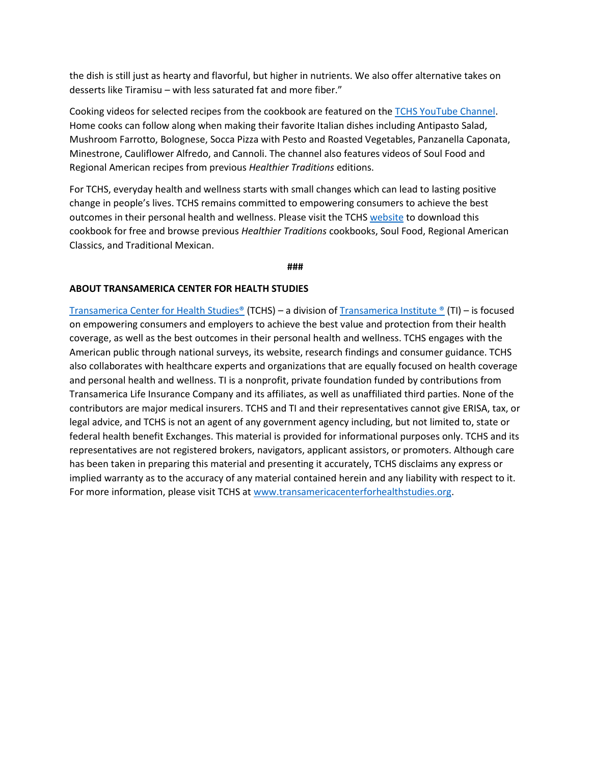the dish is still just as hearty and flavorful, but higher in nutrients. We also offer alternative takes on desserts like Tiramisu – with less saturated fat and more fiber."

Cooking videos for selected recipes from the cookbook are featured on the [TCHS YouTube Channel](). Home cooks can follow along when making their favorite Italian dishes including Antipasto Salad, Mushroom Farrotto, Bolognese, Socca Pizza with Pesto and Roasted Vegetables, Panzanella Caponata, Minestrone, Cauliflower Alfredo, and Cannoli. The channel also features videos of Soul Food and Regional American recipes from previous *Healthier Traditions* editions.

For TCHS, everyday health and wellness starts with small changes which can lead to lasting positive change in people's lives. TCHS remains committed to empowering consumers to achieve the best outcomes in their personal health and wellness. Please visit the TCHS [website]() to download this cookbook for free and browse previous *Healthier Traditions* cookbooks, Soul Food, Regional American Classics, and Traditional Mexican.

**###**

**ABOUT TRANSAMERICA CENTER FOR HEALTH STUDIES**

[Transamerica Center for Health Studies®]() (TCHS) – a division of [Transamerica Institute ®]() (TI) – is focused on empowering consumers and employers to achieve the best value and protection from their health coverage, as well as the best outcomes in their personal health and wellness. TCHS engages with the American public through national surveys, its website, research findings and consumer guidance. TCHS also collaborates with healthcare experts and organizations that are equally focused on health coverage and personal health and wellness. TI is a nonprofit, private foundation funded by contributions from Transamerica Life Insurance Company and its affiliates, as well as unaffiliated third parties. None of the contributors are major medical insurers. TCHS and TI and their representatives cannot give ERISA, tax, or legal advice, and TCHS is not an agent of any government agency including, but not limited to, state or federal health benefit Exchanges. This material is provided for informational purposes only. TCHS and its representatives are not registered brokers, navigators, applicant assistors, or promoters. Although care has been taken in preparing this material and presenting it accurately, TCHS disclaims any express or implied warranty as to the accuracy of any material contained herein and any liability with respect to it. For more information, please visit TCHS at [www.transamericacenterforhealthstudies.org]().